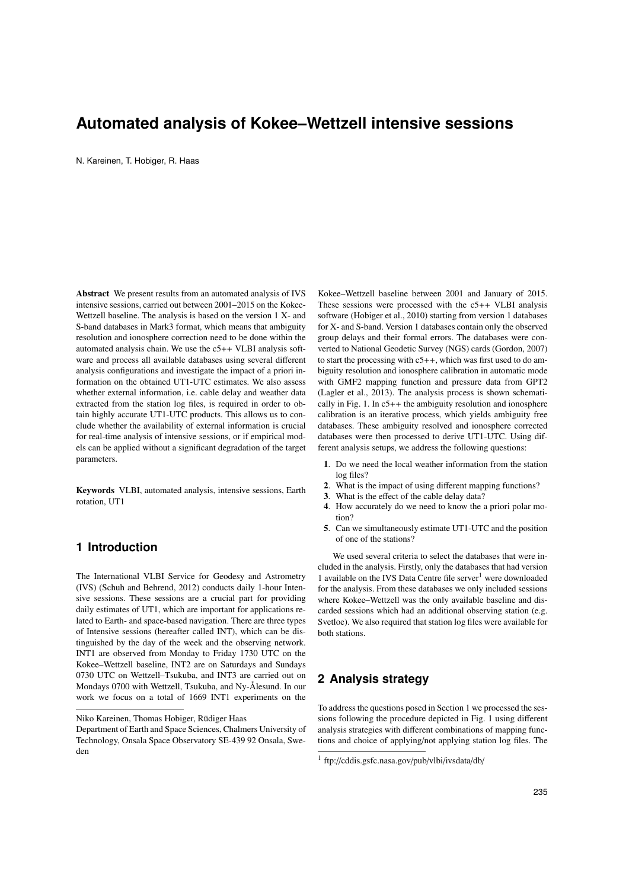# Automated analysis of Kokee–Wettzell intensive sessions

N. Kareinen, T. Hobiger, R. Haas

**Abstract** We present results from an automated analysis of IVS intensive sessions, carried out between 2001–2015 on the Kokee-Wettzell baseline. The analysis is based on the version 1 X- and S-band databases in Mark3 format, which means that ambiguity resolution and ionosphere correction need to be done within the automated analysis chain. We use the c5++ VLBI analysis software and process all available databases using several different analysis configurations and investigate the impact of a priori information on the obtained UT1-UTC estimates. We also assess whether external information, i.e. cable delay and weather data extracted from the station log files, is required in order to obtain highly accurate UT1-UTC products. This allows us to conclude whether the availability of external information is crucial for real-time analysis of intensive sessions, or if empirical models can be applied without a significant degradation of the target parameters.

**Keywords** VLBI, automated analysis, intensive sessions, Earth rotation, UT1

## 1 Introduction

The International VLBI Service for Geodesy and Astrometry (IVS) (Schuh and Behrend, 2012) conducts daily 1-hour Intensive sessions. These sessions are a crucial part for providing daily estimates of UT1, which are important for applications related to Earth- and space-based navigation. There are three types of Intensive sessions (hereafter called INT), which can be distinguished by the day of the week and the observing network. INT1 are observed from Monday to Friday 1730 UTC on the Kokee–Wettzell baseline, INT2 are on Saturdays and Sundays 0730 UTC on Wettzell–Tsukuba, and INT3 are carried out on Mondays 0700 with Wettzell, Tsukuba, and Ny-Ålesund. In our work we focus on a total of 1669 INT1 experiments on the Kokee–Wettzell baseline between 2001 and January of 2015. These sessions were processed with the c5++ VLBI analysis software (Hobiger et al., 2010) starting from version 1 databases for X- and S-band. Version 1 databases contain only the observed group delays and their formal errors. The databases were converted to National Geodetic Survey (NGS) cards (Gordon, 2007) to start the processing with c5++, which was first used to do ambiguity resolution and ionosphere calibration in automatic mode with GMF2 mapping function and pressure data from GPT2 (Lagler et al., 2013). The analysis process is shown schematically in Fig. 1. In c5++ the ambiguity resolution and ionosphere calibration is an iterative process, which yields ambiguity free databases. These ambiguity resolved and ionosphere corrected databases were then processed to derive UT1-UTC. Using different analysis setups, we address the following questions:

1. Do we need the local weather information from the station log files?
2. What is the impact of using different mapping functions?
3. What is the effect of the cable delay data?
4. How accurately do we need to know the a priori polar motion?
5. Can we simultaneously estimate UT1-UTC and the position of one of the stations?

We used several criteria to select the databases that were included in the analysis. Firstly, only the databases that had version 1 available on the IVS Data Centre file server[1] were downloaded for the analysis. From these databases we only included sessions where Kokee–Wettzell was the only available baseline and discarded sessions which had an additional observing station (e.g. Svetloe). We also required that station log files were available for both stations.

## 2 Analysis strategy

To address the questions posed in Section 1 we processed the sessions following the procedure depicted in Fig. 1 using different analysis strategies with different combinations of mapping functions and choice of applying/not applying station log files. The

Niko Kareinen, Thomas Hobiger, Rüdiger Haas

Department of Earth and Space Sciences, Chalmers University of Technology, Onsala Space Observatory SE-439 92 Onsala, Sweden

[1] ftp://cddis.gsfc.nasa.gov/pub/vlbi/ivsdata/db/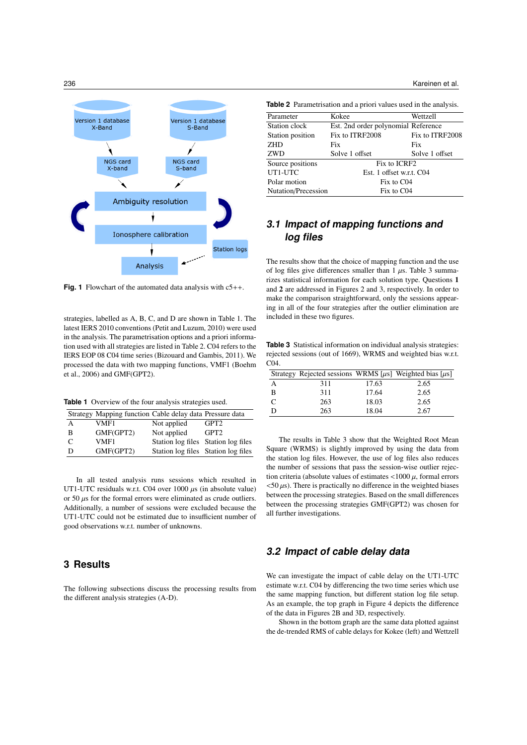Fig. 1 Flowchart of the automated data analysis with c5++.

strategies, labelled as A, B, C, and D are shown in Table 1. The latest IERS 2010 conventions (Petit and Luzum, 2010) were used in the analysis. The parametrisation options and a priori information used with all strategies are listed in Table 2. C04 refers to the IERS EOP 08 C04 time series (Bizouard and Gambis, 2011). We processed the data with two mapping functions, VMF1 (Boehm et al., 2006) and GMF(GPT2).

**Table 1** Overview of the four analysis strategies used.

| Strategy | Mapping function | Cable delay data | Pressure data |
|---|---|---|---|
| A | VMF1 | Not applied | GPT2 |
| B | GMF(GPT2) | Not applied | GPT2 |
| C | VMF1 | Station log files | Station log files |
| D | GMF(GPT2) | Station log files | Station log files |

In all tested analysis runs sessions which resulted in UT1-UTC residuals w.r.t. C04 over 1000 $\mu$s (in absolute value) or 50 $\mu$s for the formal errors were eliminated as crude outliers. Additionally, a number of sessions were excluded because the UT1-UTC could not be estimated due to insufficient number of good observations w.r.t. number of unknowns.

# 3 Results

The following subsections discuss the processing results from the different analysis strategies (A-D).

**Table 2** Parametrisation and a priori values used in the analysis.

| Parameter | Kokee | Wettzell |
|---|---|---|
| Station clock | Est. 2nd order polynomial | Reference |
| Station position | Fix to ITRF2008 | Fix to ITRF2008 |
| ZHD | Fix | Fix |
| ZWD | Solve 1 offset | Solve 1 offset |
| Source positions | Fix to ICRF2 | |
| UT1-UTC | Est. 1 offset w.r.t. C04 | |
| Polar motion | Fix to C04 | |
| Nutation/Precession | Fix to C04 | |

## 3.1 Impact of mapping functions and log files

The results show that the choice of mapping function and the use of log files give differences smaller than 1 $\mu$s. Table 3 summarizes statistical information for each solution type. Questions **1** and **2** are addressed in Figures 2 and 3, respectively. In order to make the comparison straightforward, only the sessions appearing in all of the four strategies after the outlier elimination are included in these two figures.

**Table 3** Statistical information on individual analysis strategies: rejected sessions (out of 1669), WRMS and weighted bias w.r.t. C04.

| Strategy | Rejected sessions | WRMS [$\mu$s] | Weighted bias [$\mu$s] |
|---|---|---|---|
| A | 311 | 17.63 | 2.65 |
| B | 311 | 17.64 | 2.65 |
| C | 263 | 18.03 | 2.65 |
| D | 263 | 18.04 | 2.67 |

The results in Table 3 show that the Weighted Root Mean Square (WRMS) is slightly improved by using the data from the station log files. However, the use of log files also reduces the number of sessions that pass the session-wise outlier rejection criteria (absolute values of estimates <1000 $\mu$, formal errors <50 $\mu$s). There is practically no difference in the weighted biases between the processing strategies. Based on the small differences between the processing strategies GMF(GPT2) was chosen for all further investigations.

## 3.2 Impact of cable delay data

We can investigate the impact of cable delay on the UT1-UTC estimate w.r.t. C04 by differencing the two time series which use the same mapping function, but different station log file setup. As an example, the top graph in Figure 4 depicts the difference of the data in Figures 2B and 3D, respectively.

Shown in the bottom graph are the same data plotted against the de-trended RMS of cable delays for Kokee (left) and Wettzell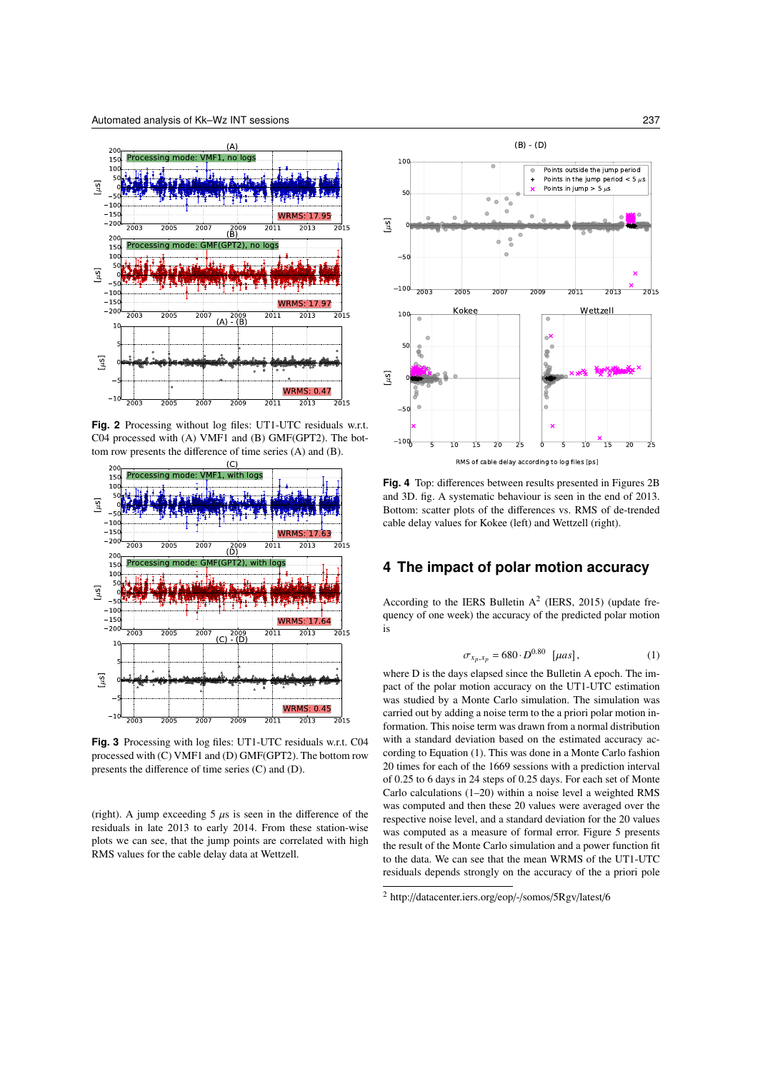**Fig. 2** Processing without log files: UT1-UTC residuals w.r.t. C04 processed with (A) VMF1 and (B) GMF(GPT2). The bottom row presents the difference of time series (A) and (B).

**Fig. 3** Processing with log files: UT1-UTC residuals w.r.t. C04 processed with (C) VMF1 and (D) GMF(GPT2). The bottom row presents the difference of time series (C) and (D).

(right). A jump exceeding 5 $\mu s$ is seen in the difference of the residuals in late 2013 to early 2014. From these station-wise plots we can see, that the jump points are correlated with high RMS values for the cable delay data at Wettzell.

**Fig. 4** Top: differences between results presented in Figures 2B and 3D. fig. A systematic behaviour is seen in the end of 2013. Bottom: scatter plots of the differences vs. RMS of de-trended cable delay values for Kokee (left) and Wettzell (right).

## 4 The impact of polar motion accuracy

According to the IERS Bulletin A[2] (IERS, 2015) (update frequency of one week) the accuracy of the predicted polar motion is

$$\sigma_{x_p, x_p} = 680 \cdot D^{0.80} \;\; [\mu as], \tag{1}$$

where D is the days elapsed since the Bulletin A epoch. The impact of the polar motion accuracy on the UT1-UTC estimation was studied by a Monte Carlo simulation. The simulation was carried out by adding a noise term to the a priori polar motion information. This noise term was drawn from a normal distribution with a standard deviation based on the estimated accuracy according to Equation (1). This was done in a Monte Carlo fashion 20 times for each of the 1669 sessions with a prediction interval of 0.25 to 6 days in 24 steps of 0.25 days. For each set of Monte Carlo calculations (1–20) within a noise level a weighted RMS was computed and then these 20 values were averaged over the respective noise level, and a standard deviation for the 20 values was computed as a measure of formal error. Figure 5 presents the result of the Monte Carlo simulation and a power function fit to the data. We can see that the mean WRMS of the UT1-UTC residuals depends strongly on the accuracy of the a priori pole

[2] http://datacenter.iers.org/eop/-/somos/5Rgv/latest/6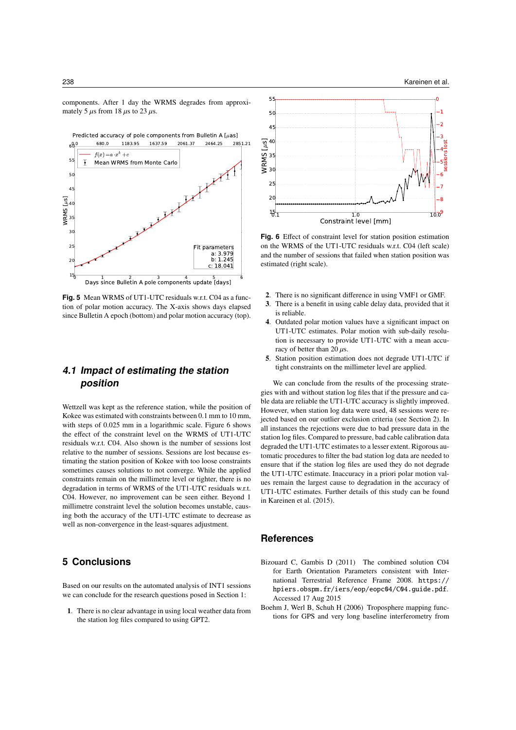components. After 1 day the WRMS degrades from approximately 5 $\mu$s from 18 $\mu$s to 23 $\mu$s.

**Fig. 5** Mean WRMS of UT1-UTC residuals w.r.t. C04 as a function of polar motion accuracy. The X-axis shows days elapsed since Bulletin A epoch (bottom) and polar motion accuracy (top).

### 4.1 Impact of estimating the station position

Wettzell was kept as the reference station, while the position of Kokee was estimated with constraints between 0.1 mm to 10 mm, with steps of 0.025 mm in a logarithmic scale. Figure 6 shows the effect of the constraint level on the WRMS of UT1-UTC residuals w.r.t. C04. Also shown is the number of sessions lost relative to the number of sessions. Sessions are lost because estimating the station position of Kokee with too loose constraints sometimes causes solutions to not converge. While the applied constraints remain on the millimetre level or tighter, there is no degradation in terms of WRMS of the UT1-UTC residuals w.r.t. C04. However, no improvement can be seen either. Beyond 1 millimetre constraint level the solution becomes unstable, causing both the accuracy of the UT1-UTC estimate to decrease as well as non-convergence in the least-squares adjustment.

**Fig. 6** Effect of constraint level for station position estimation on the WRMS of the UT1-UTC residuals w.r.t. C04 (left scale) and the number of sessions that failed when station position was estimated (right scale).

## 5 Conclusions

Based on our results on the automated analysis of INT1 sessions we can conclude for the research questions posed in Section 1:

1. There is no clear advantage in using local weather data from the station log files compared to using GPT2.
2. There is no significant difference in using VMF1 or GMF.
3. There is a benefit in using cable delay data, provided that it is reliable.
4. Outdated polar motion values have a significant impact on UT1-UTC estimates. Polar motion with sub-daily resolution is necessary to provide UT1-UTC with a mean accuracy of better than 20 $\mu$s.
5. Station position estimation does not degrade UT1-UTC if tight constraints on the millimeter level are applied.

We can conclude from the results of the processing strategies with and without station log files that if the pressure and cable data are reliable the UT1-UTC accuracy is slightly improved. However, when station log data were used, 48 sessions were rejected based on our outlier exclusion criteria (see Section 2). In all instances the rejections were due to bad pressure data in the station log files. Compared to pressure, bad cable calibration data degraded the UT1-UTC estimates to a lesser extent. Rigorous automatic procedures to filter the bad station log data are needed to ensure that if the station log files are used they do not degrade the UT1-UTC estimate. Inaccuracy in a priori polar motion values remain the largest cause to degradation in the accuracy of UT1-UTC estimates. Further details of this study can be found in Kareinen et al. (2015).

## References

Bizouard C, Gambis D (2011) The combined solution C04 for Earth Orientation Parameters consistent with International Terrestrial Reference Frame 2008. `https://hpiers.obspm.fr/iers/eop/eopc04/C04.guide.pdf`. Accessed 17 Aug 2015

Boehm J, Werl B, Schuh H (2006) Troposphere mapping functions for GPS and very long baseline interferometry from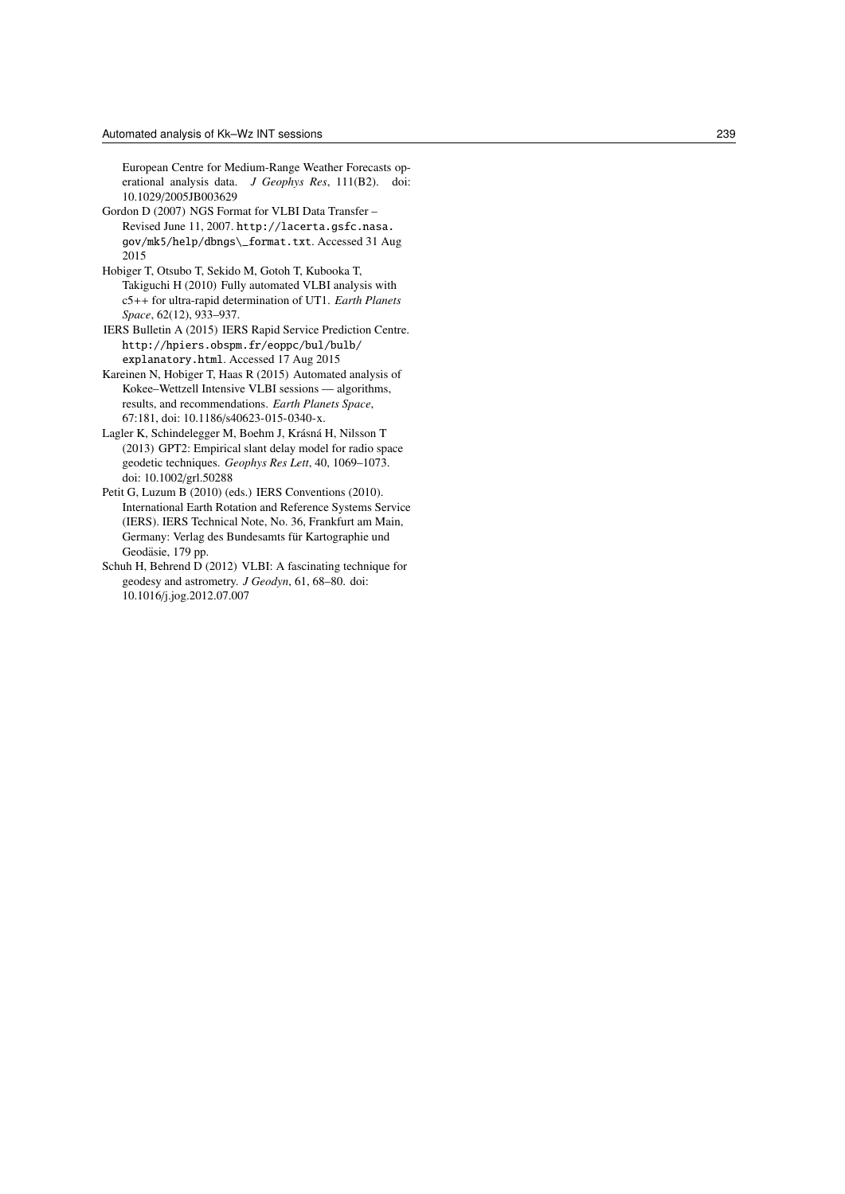European Centre for Medium-Range Weather Forecasts operational analysis data. *J Geophys Res*, 111(B2). doi: 10.1029/2005JB003629

Gordon D (2007) NGS Format for VLBI Data Transfer – Revised June 11, 2007. http://lacerta.gsfc.nasa.gov/mk5/help/dbngs\_format.txt. Accessed 31 Aug 2015

Hobiger T, Otsubo T, Sekido M, Gotoh T, Kubooka T, Takiguchi H (2010) Fully automated VLBI analysis with c5++ for ultra-rapid determination of UT1. *Earth Planets Space*, 62(12), 933–937.

IERS Bulletin A (2015) IERS Rapid Service Prediction Centre. http://hpiers.obspm.fr/eoppc/bul/bulb/explanatory.html. Accessed 17 Aug 2015

Kareinen N, Hobiger T, Haas R (2015) Automated analysis of Kokee–Wettzell Intensive VLBI sessions — algorithms, results, and recommendations. *Earth Planets Space*, 67:181, doi: 10.1186/s40623-015-0340-x.

Lagler K, Schindelegger M, Boehm J, Krásná H, Nilsson T (2013) GPT2: Empirical slant delay model for radio space geodetic techniques. *Geophys Res Lett*, 40, 1069–1073. doi: 10.1002/grl.50288

Petit G, Luzum B (2010) (eds.) IERS Conventions (2010). International Earth Rotation and Reference Systems Service (IERS). IERS Technical Note, No. 36, Frankfurt am Main, Germany: Verlag des Bundesamts für Kartographie und Geodäsie, 179 pp.

Schuh H, Behrend D (2012) VLBI: A fascinating technique for geodesy and astrometry. *J Geodyn*, 61, 68–80. doi: 10.1016/j.jog.2012.07.007